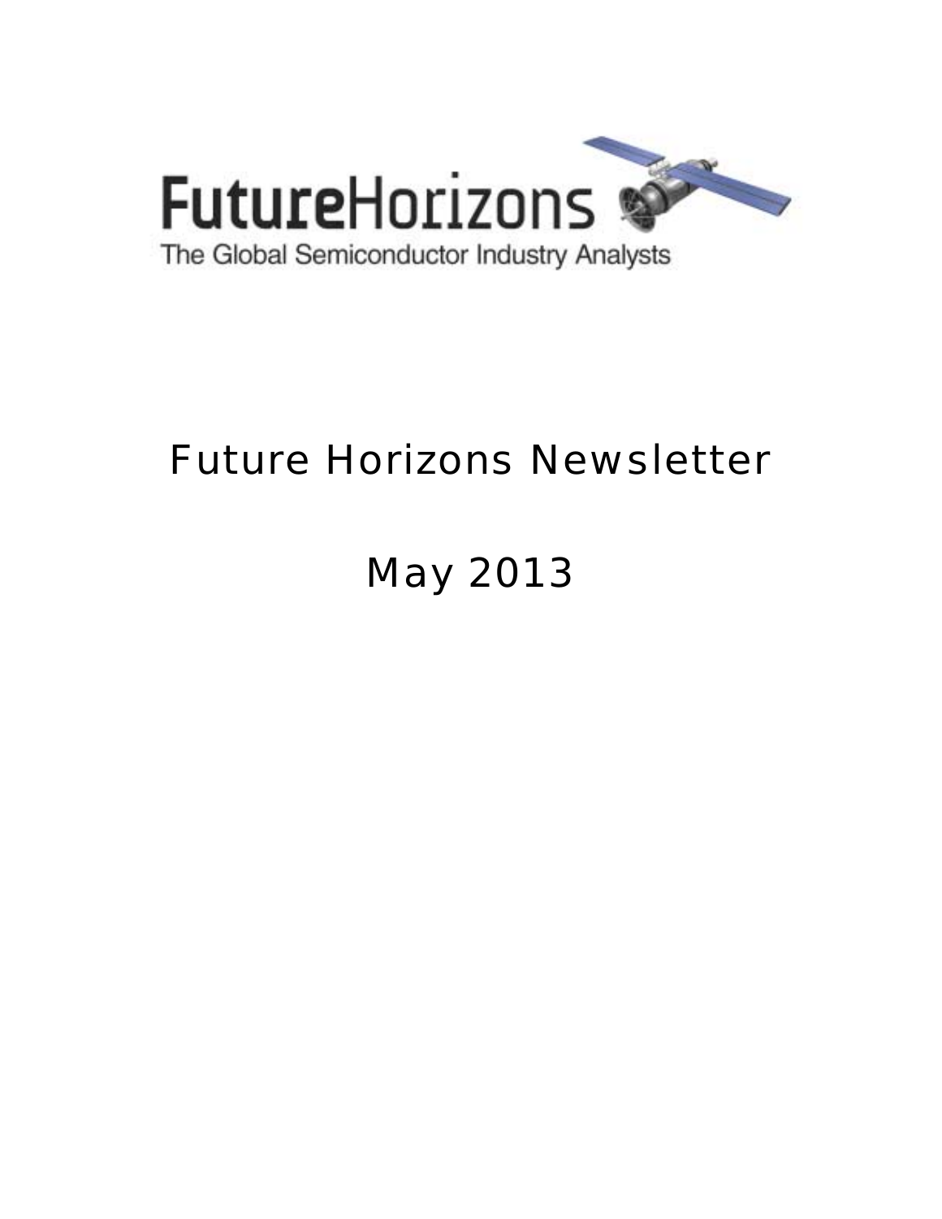FutureHorizons

The Global Semiconductor Industry Analysts

# Future Horizons Newsletter

# May 2013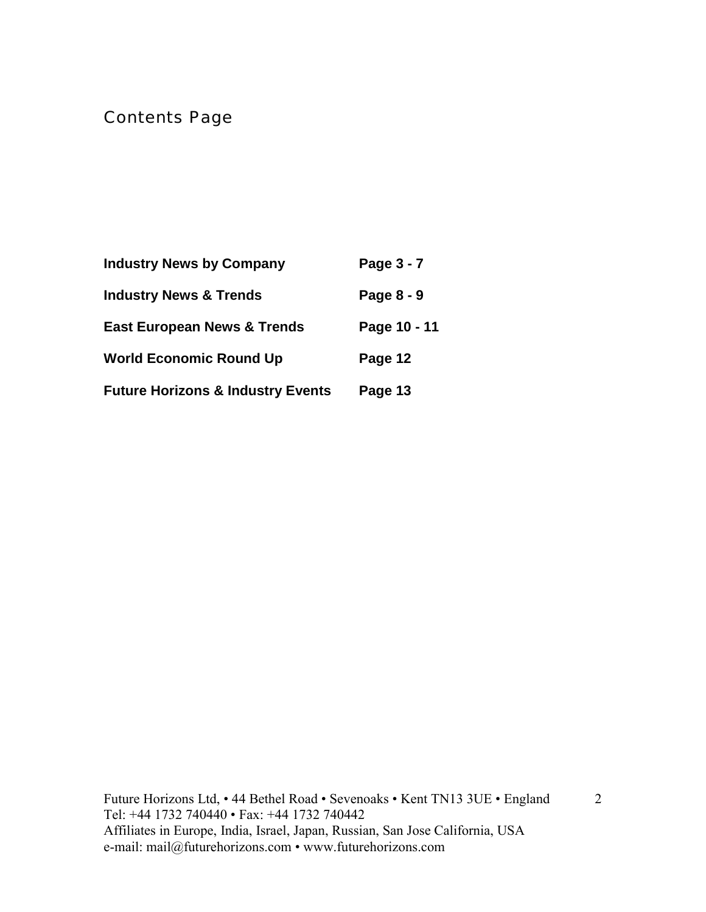# Contents Page

| | |
|---|---|
| **Industry News by Company** | **Page 3 - 7** |
| **Industry News & Trends** | **Page 8 - 9** |
| **East European News & Trends** | **Page 10 - 11** |
| **World Economic Round Up** | **Page 12** |
| **Future Horizons & Industry Events** | **Page 13** |

Future Horizons Ltd, • 44 Bethel Road • Sevenoaks • Kent TN13 3UE • England
Tel: +44 1732 740440 • Fax: +44 1732 740442
Affiliates in Europe, India, Israel, Japan, Russian, San Jose California, USA
e-mail: mail@futurehorizons.com • www.futurehorizons.com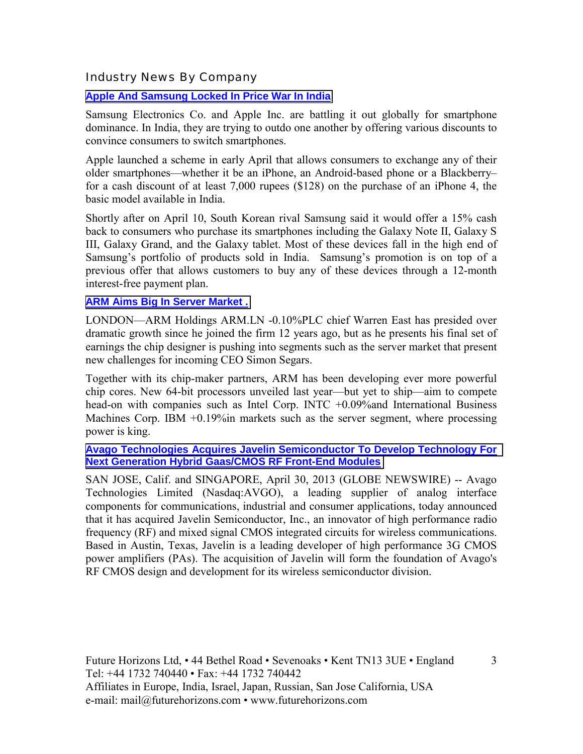## Industry News By Company

### Apple And Samsung Locked In Price War In India

Samsung Electronics Co. and Apple Inc. are battling it out globally for smartphone dominance. In India, they are trying to outdo one another by offering various discounts to convince consumers to switch smartphones.

Apple launched a scheme in early April that allows consumers to exchange any of their older smartphones—whether it be an iPhone, an Android-based phone or a Blackberry–for a cash discount of at least 7,000 rupees ($128) on the purchase of an iPhone 4, the basic model available in India.

Shortly after on April 10, South Korean rival Samsung said it would offer a 15% cash back to consumers who purchase its smartphones including the Galaxy Note II, Galaxy S III, Galaxy Grand, and the Galaxy tablet. Most of these devices fall in the high end of Samsung's portfolio of products sold in India. Samsung's promotion is on top of a previous offer that allows customers to buy any of these devices through a 12-month interest-free payment plan.

### ARM Aims Big In Server Market .

LONDON—ARM Holdings ARM.LN -0.10%PLC chief Warren East has presided over dramatic growth since he joined the firm 12 years ago, but as he presents his final set of earnings the chip designer is pushing into segments such as the server market that present new challenges for incoming CEO Simon Segars.

Together with its chip-maker partners, ARM has been developing ever more powerful chip cores. New 64-bit processors unveiled last year—but yet to ship—aim to compete head-on with companies such as Intel Corp. INTC +0.09%and International Business Machines Corp. IBM +0.19%in markets such as the server segment, where processing power is king.

### Avago Technologies Acquires Javelin Semiconductor To Develop Technology For Next Generation Hybrid Gaas/CMOS RF Front-End Modules

SAN JOSE, Calif. and SINGAPORE, April 30, 2013 (GLOBE NEWSWIRE) -- Avago Technologies Limited (Nasdaq:AVGO), a leading supplier of analog interface components for communications, industrial and consumer applications, today announced that it has acquired Javelin Semiconductor, Inc., an innovator of high performance radio frequency (RF) and mixed signal CMOS integrated circuits for wireless communications. Based in Austin, Texas, Javelin is a leading developer of high performance 3G CMOS power amplifiers (PAs). The acquisition of Javelin will form the foundation of Avago's RF CMOS design and development for its wireless semiconductor division.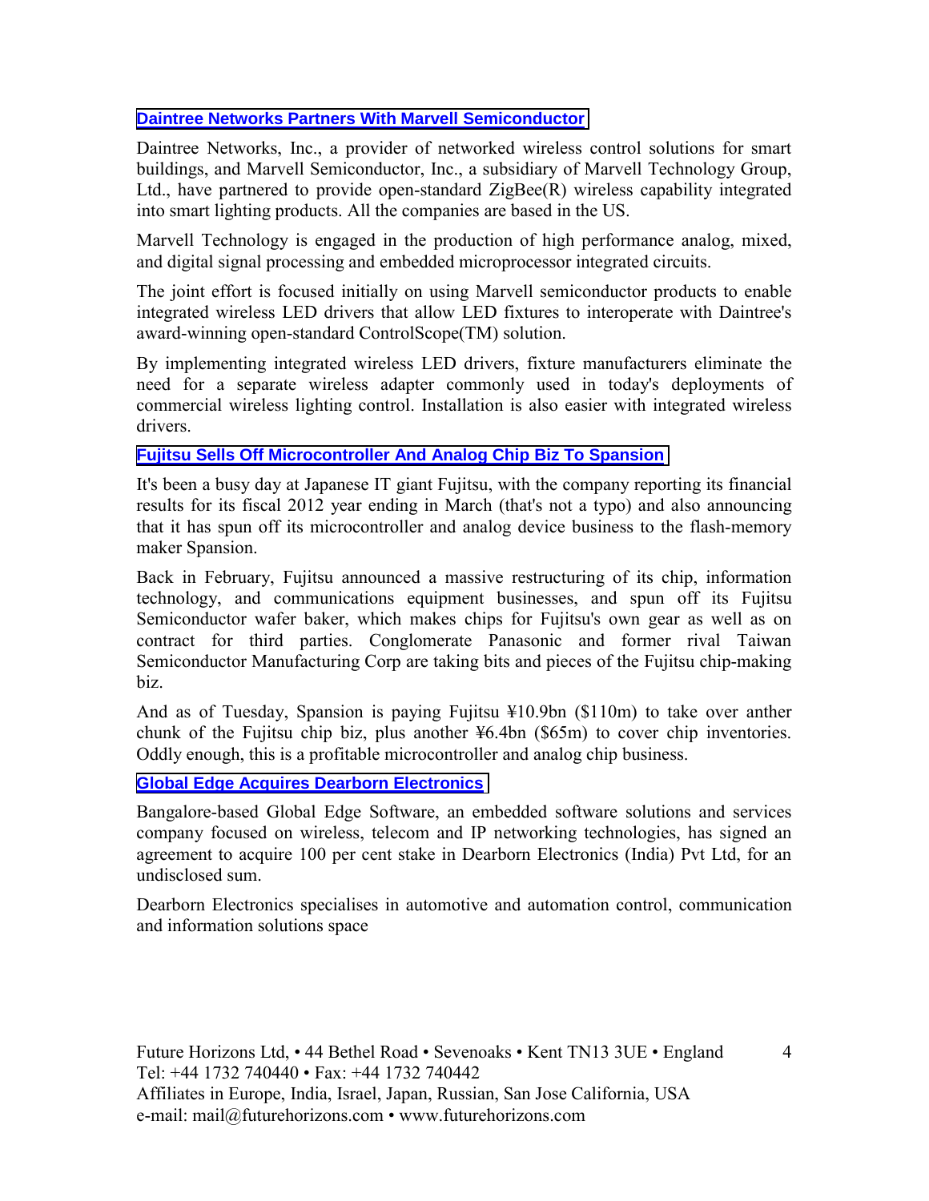### Daintree Networks Partners With Marvell Semiconductor

Daintree Networks, Inc., a provider of networked wireless control solutions for smart buildings, and Marvell Semiconductor, Inc., a subsidiary of Marvell Technology Group, Ltd., have partnered to provide open-standard ZigBee(R) wireless capability integrated into smart lighting products. All the companies are based in the US.

Marvell Technology is engaged in the production of high performance analog, mixed, and digital signal processing and embedded microprocessor integrated circuits.

The joint effort is focused initially on using Marvell semiconductor products to enable integrated wireless LED drivers that allow LED fixtures to interoperate with Daintree's award-winning open-standard ControlScope(TM) solution.

By implementing integrated wireless LED drivers, fixture manufacturers eliminate the need for a separate wireless adapter commonly used in today's deployments of commercial wireless lighting control. Installation is also easier with integrated wireless drivers.

### Fujitsu Sells Off Microcontroller And Analog Chip Biz To Spansion

It's been a busy day at Japanese IT giant Fujitsu, with the company reporting its financial results for its fiscal 2012 year ending in March (that's not a typo) and also announcing that it has spun off its microcontroller and analog device business to the flash-memory maker Spansion.

Back in February, Fujitsu announced a massive restructuring of its chip, information technology, and communications equipment businesses, and spun off its Fujitsu Semiconductor wafer baker, which makes chips for Fujitsu's own gear as well as on contract for third parties. Conglomerate Panasonic and former rival Taiwan Semiconductor Manufacturing Corp are taking bits and pieces of the Fujitsu chip-making biz.

And as of Tuesday, Spansion is paying Fujitsu ¥10.9bn ($110m) to take over anther chunk of the Fujitsu chip biz, plus another ¥6.4bn ($65m) to cover chip inventories. Oddly enough, this is a profitable microcontroller and analog chip business.

### Global Edge Acquires Dearborn Electronics

Bangalore-based Global Edge Software, an embedded software solutions and services company focused on wireless, telecom and IP networking technologies, has signed an agreement to acquire 100 per cent stake in Dearborn Electronics (India) Pvt Ltd, for an undisclosed sum.

Dearborn Electronics specialises in automotive and automation control, communication and information solutions space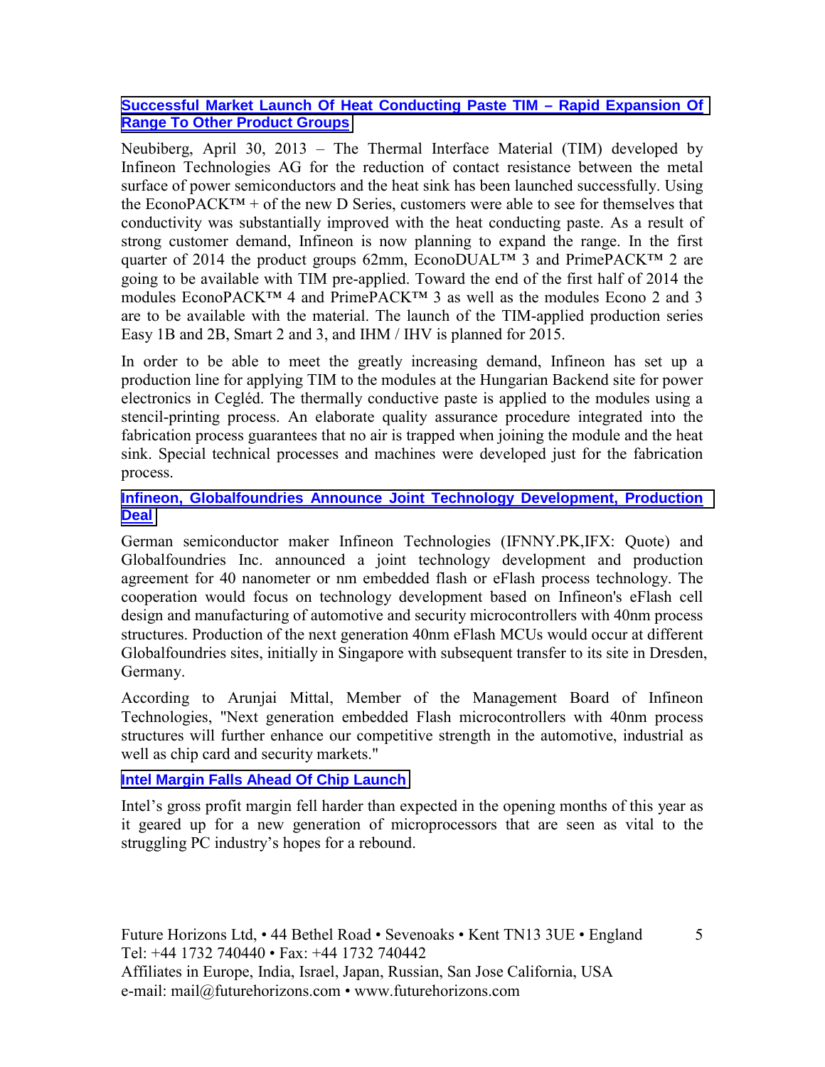### Successful Market Launch Of Heat Conducting Paste TIM – Rapid Expansion Of Range To Other Product Groups

Neubiberg, April 30, 2013 – The Thermal Interface Material (TIM) developed by Infineon Technologies AG for the reduction of contact resistance between the metal surface of power semiconductors and the heat sink has been launched successfully. Using the EconoPACK™ + of the new D Series, customers were able to see for themselves that conductivity was substantially improved with the heat conducting paste. As a result of strong customer demand, Infineon is now planning to expand the range. In the first quarter of 2014 the product groups 62mm, EconoDUAL™ 3 and PrimePACK™ 2 are going to be available with TIM pre-applied. Toward the end of the first half of 2014 the modules EconoPACK™ 4 and PrimePACK™ 3 as well as the modules Econo 2 and 3 are to be available with the material. The launch of the TIM-applied production series Easy 1B and 2B, Smart 2 and 3, and IHM / IHV is planned for 2015.

In order to be able to meet the greatly increasing demand, Infineon has set up a production line for applying TIM to the modules at the Hungarian Backend site for power electronics in Cegléd. The thermally conductive paste is applied to the modules using a stencil-printing process. An elaborate quality assurance procedure integrated into the fabrication process guarantees that no air is trapped when joining the module and the heat sink. Special technical processes and machines were developed just for the fabrication process.

### Infineon, Globalfoundries Announce Joint Technology Development, Production Deal

German semiconductor maker Infineon Technologies (IFNNY.PK,IFX: Quote) and Globalfoundries Inc. announced a joint technology development and production agreement for 40 nanometer or nm embedded flash or eFlash process technology. The cooperation would focus on technology development based on Infineon's eFlash cell design and manufacturing of automotive and security microcontrollers with 40nm process structures. Production of the next generation 40nm eFlash MCUs would occur at different Globalfoundries sites, initially in Singapore with subsequent transfer to its site in Dresden, Germany.

According to Arunjai Mittal, Member of the Management Board of Infineon Technologies, "Next generation embedded Flash microcontrollers with 40nm process structures will further enhance our competitive strength in the automotive, industrial as well as chip card and security markets."

### Intel Margin Falls Ahead Of Chip Launch

Intel's gross profit margin fell harder than expected in the opening months of this year as it geared up for a new generation of microprocessors that are seen as vital to the struggling PC industry's hopes for a rebound.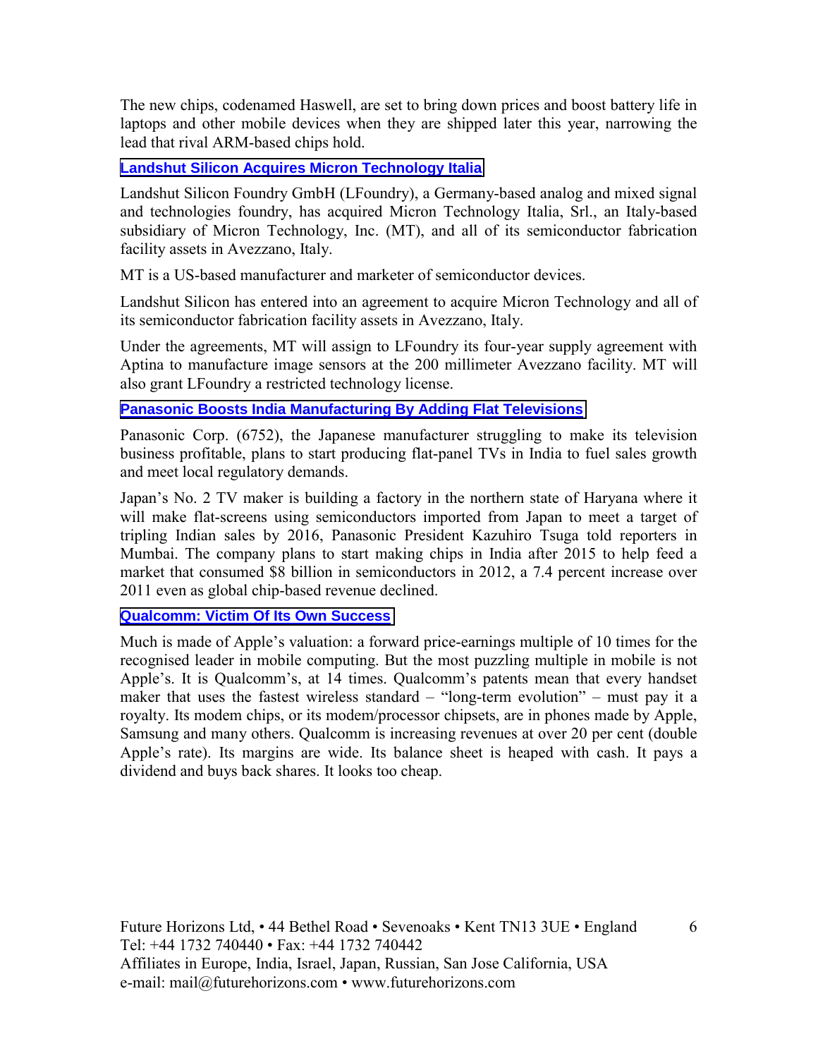The new chips, codenamed Haswell, are set to bring down prices and boost battery life in laptops and other mobile devices when they are shipped later this year, narrowing the lead that rival ARM-based chips hold.

**Landshut Silicon Acquires Micron Technology Italia**

Landshut Silicon Foundry GmbH (LFoundry), a Germany-based analog and mixed signal and technologies foundry, has acquired Micron Technology Italia, Srl., an Italy-based subsidiary of Micron Technology, Inc. (MT), and all of its semiconductor fabrication facility assets in Avezzano, Italy.

MT is a US-based manufacturer and marketer of semiconductor devices.

Landshut Silicon has entered into an agreement to acquire Micron Technology and all of its semiconductor fabrication facility assets in Avezzano, Italy.

Under the agreements, MT will assign to LFoundry its four-year supply agreement with Aptina to manufacture image sensors at the 200 millimeter Avezzano facility. MT will also grant LFoundry a restricted technology license.

**Panasonic Boosts India Manufacturing By Adding Flat Televisions**

Panasonic Corp. (6752), the Japanese manufacturer struggling to make its television business profitable, plans to start producing flat-panel TVs in India to fuel sales growth and meet local regulatory demands.

Japan's No. 2 TV maker is building a factory in the northern state of Haryana where it will make flat-screens using semiconductors imported from Japan to meet a target of tripling Indian sales by 2016, Panasonic President Kazuhiro Tsuga told reporters in Mumbai. The company plans to start making chips in India after 2015 to help feed a market that consumed $8 billion in semiconductors in 2012, a 7.4 percent increase over 2011 even as global chip-based revenue declined.

**Qualcomm: Victim Of Its Own Success**

Much is made of Apple's valuation: a forward price-earnings multiple of 10 times for the recognised leader in mobile computing. But the most puzzling multiple in mobile is not Apple's. It is Qualcomm's, at 14 times. Qualcomm's patents mean that every handset maker that uses the fastest wireless standard – "long-term evolution" – must pay it a royalty. Its modem chips, or its modem/processor chipsets, are in phones made by Apple, Samsung and many others. Qualcomm is increasing revenues at over 20 per cent (double Apple's rate). Its margins are wide. Its balance sheet is heaped with cash. It pays a dividend and buys back shares. It looks too cheap.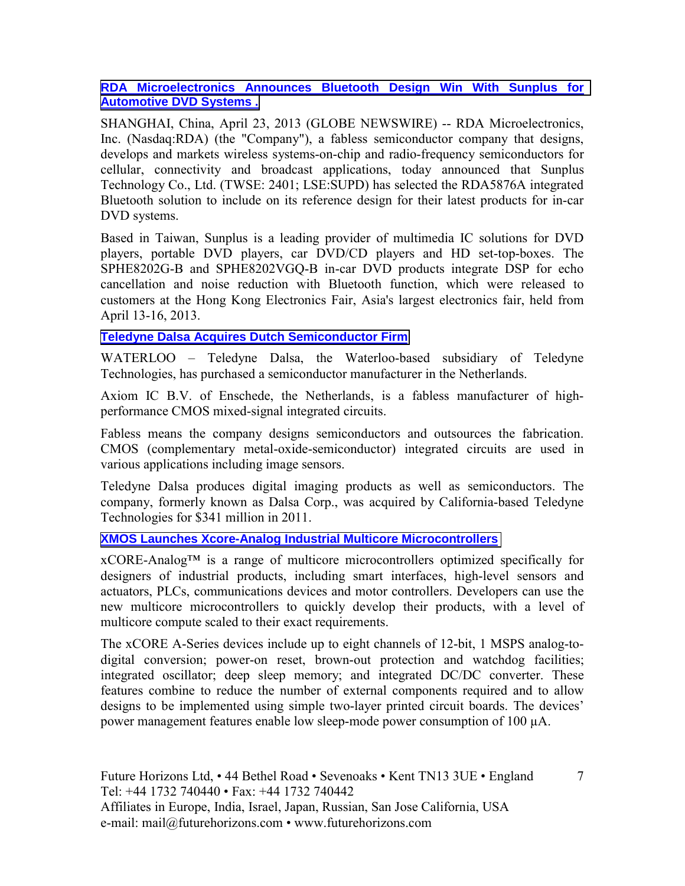### RDA Microelectronics Announces Bluetooth Design Win With Sunplus for Automotive DVD Systems .

SHANGHAI, China, April 23, 2013 (GLOBE NEWSWIRE) -- RDA Microelectronics, Inc. (Nasdaq:RDA) (the "Company"), a fabless semiconductor company that designs, develops and markets wireless systems-on-chip and radio-frequency semiconductors for cellular, connectivity and broadcast applications, today announced that Sunplus Technology Co., Ltd. (TWSE: 2401; LSE:SUPD) has selected the RDA5876A integrated Bluetooth solution to include on its reference design for their latest products for in-car DVD systems.

Based in Taiwan, Sunplus is a leading provider of multimedia IC solutions for DVD players, portable DVD players, car DVD/CD players and HD set-top-boxes. The SPHE8202G-B and SPHE8202VGQ-B in-car DVD products integrate DSP for echo cancellation and noise reduction with Bluetooth function, which were released to customers at the Hong Kong Electronics Fair, Asia's largest electronics fair, held from April 13-16, 2013.

### Teledyne Dalsa Acquires Dutch Semiconductor Firm

WATERLOO – Teledyne Dalsa, the Waterloo-based subsidiary of Teledyne Technologies, has purchased a semiconductor manufacturer in the Netherlands.

Axiom IC B.V. of Enschede, the Netherlands, is a fabless manufacturer of high-performance CMOS mixed-signal integrated circuits.

Fabless means the company designs semiconductors and outsources the fabrication. CMOS (complementary metal-oxide-semiconductor) integrated circuits are used in various applications including image sensors.

Teledyne Dalsa produces digital imaging products as well as semiconductors. The company, formerly known as Dalsa Corp., was acquired by California-based Teledyne Technologies for $341 million in 2011.

### XMOS Launches Xcore-Analog Industrial Multicore Microcontrollers

xCORE-Analog™ is a range of multicore microcontrollers optimized specifically for designers of industrial products, including smart interfaces, high-level sensors and actuators, PLCs, communications devices and motor controllers. Developers can use the new multicore microcontrollers to quickly develop their products, with a level of multicore compute scaled to their exact requirements.

The xCORE A-Series devices include up to eight channels of 12-bit, 1 MSPS analog-to-digital conversion; power-on reset, brown-out protection and watchdog facilities; integrated oscillator; deep sleep memory; and integrated DC/DC converter. These features combine to reduce the number of external components required and to allow designs to be implemented using simple two-layer printed circuit boards. The devices' power management features enable low sleep-mode power consumption of 100 µA.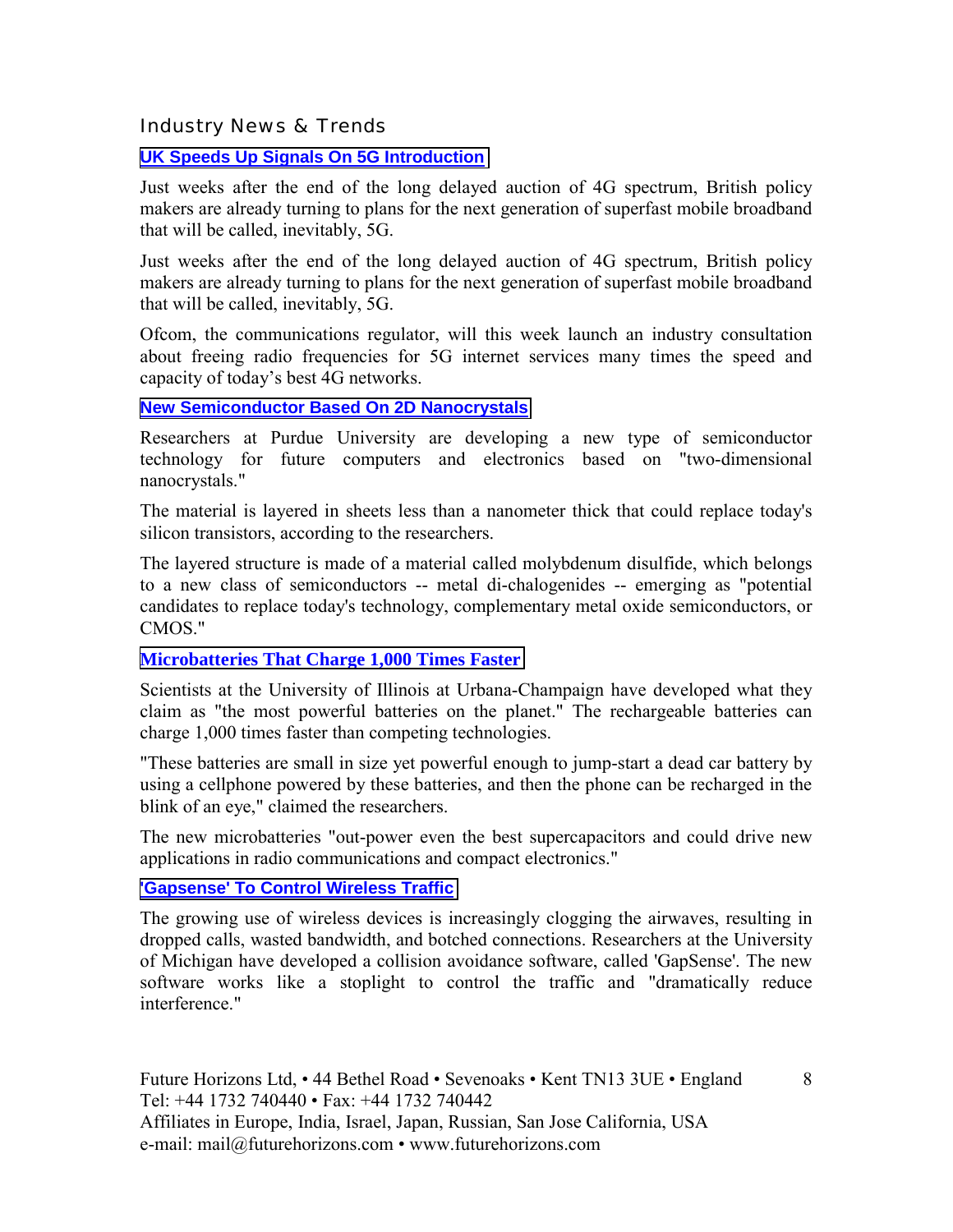## Industry News & Trends

### UK Speeds Up Signals On 5G Introduction

Just weeks after the end of the long delayed auction of 4G spectrum, British policy makers are already turning to plans for the next generation of superfast mobile broadband that will be called, inevitably, 5G.

Just weeks after the end of the long delayed auction of 4G spectrum, British policy makers are already turning to plans for the next generation of superfast mobile broadband that will be called, inevitably, 5G.

Ofcom, the communications regulator, will this week launch an industry consultation about freeing radio frequencies for 5G internet services many times the speed and capacity of today's best 4G networks.

### New Semiconductor Based On 2D Nanocrystals

Researchers at Purdue University are developing a new type of semiconductor technology for future computers and electronics based on "two-dimensional nanocrystals."

The material is layered in sheets less than a nanometer thick that could replace today's silicon transistors, according to the researchers.

The layered structure is made of a material called molybdenum disulfide, which belongs to a new class of semiconductors -- metal di-chalogenides -- emerging as "potential candidates to replace today's technology, complementary metal oxide semiconductors, or CMOS."

### Microbatteries That Charge 1,000 Times Faster

Scientists at the University of Illinois at Urbana-Champaign have developed what they claim as "the most powerful batteries on the planet." The rechargeable batteries can charge 1,000 times faster than competing technologies.

"These batteries are small in size yet powerful enough to jump-start a dead car battery by using a cellphone powered by these batteries, and then the phone can be recharged in the blink of an eye," claimed the researchers.

The new microbatteries "out-power even the best supercapacitors and could drive new applications in radio communications and compact electronics."

### 'Gapsense' To Control Wireless Traffic

The growing use of wireless devices is increasingly clogging the airwaves, resulting in dropped calls, wasted bandwidth, and botched connections. Researchers at the University of Michigan have developed a collision avoidance software, called 'GapSense'. The new software works like a stoplight to control the traffic and "dramatically reduce interference."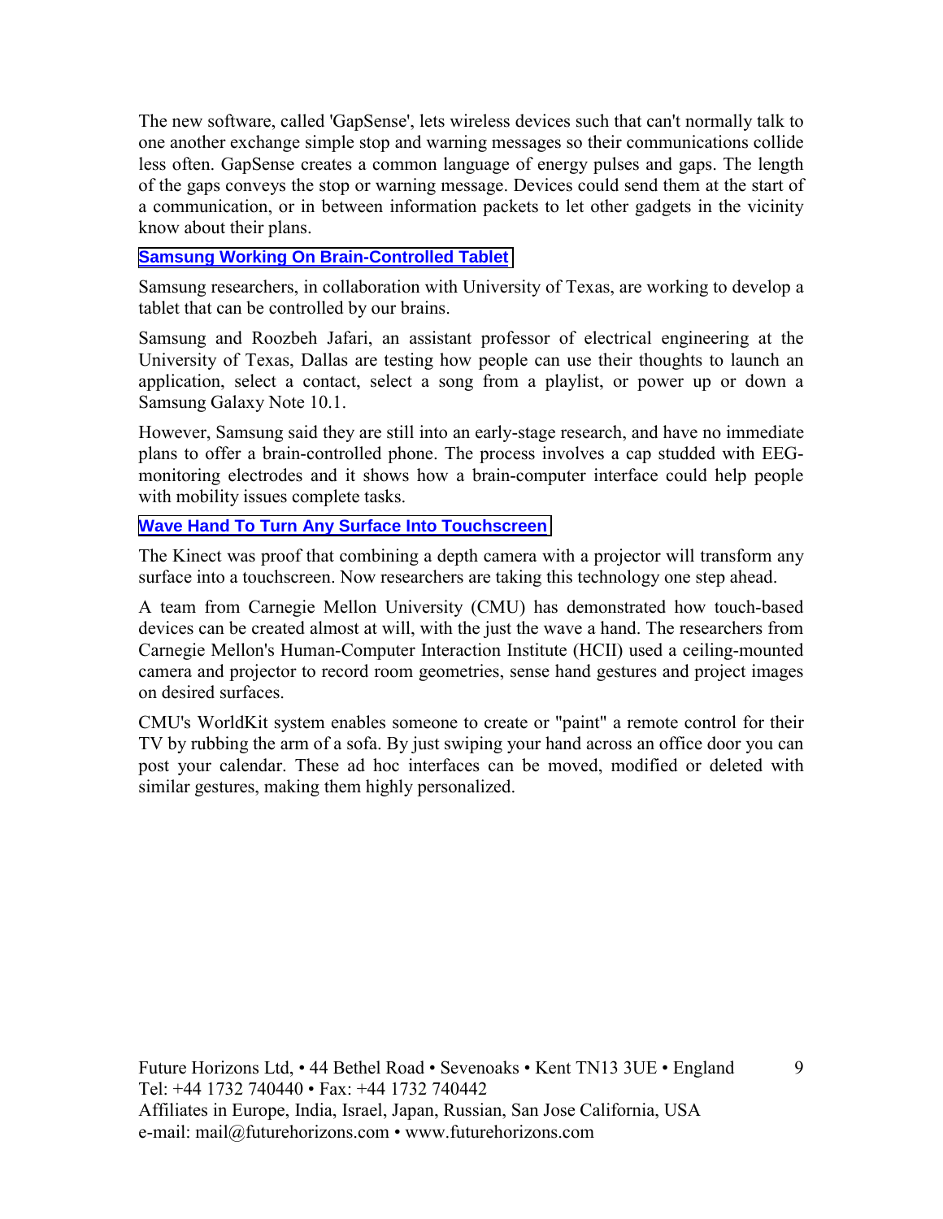The new software, called 'GapSense', lets wireless devices such that can't normally talk to one another exchange simple stop and warning messages so their communications collide less often. GapSense creates a common language of energy pulses and gaps. The length of the gaps conveys the stop or warning message. Devices could send them at the start of a communication, or in between information packets to let other gadgets in the vicinity know about their plans.

**Samsung Working On Brain-Controlled Tablet**

Samsung researchers, in collaboration with University of Texas, are working to develop a tablet that can be controlled by our brains.

Samsung and Roozbeh Jafari, an assistant professor of electrical engineering at the University of Texas, Dallas are testing how people can use their thoughts to launch an application, select a contact, select a song from a playlist, or power up or down a Samsung Galaxy Note 10.1.

However, Samsung said they are still into an early-stage research, and have no immediate plans to offer a brain-controlled phone. The process involves a cap studded with EEG-monitoring electrodes and it shows how a brain-computer interface could help people with mobility issues complete tasks.

**Wave Hand To Turn Any Surface Into Touchscreen**

The Kinect was proof that combining a depth camera with a projector will transform any surface into a touchscreen. Now researchers are taking this technology one step ahead.

A team from Carnegie Mellon University (CMU) has demonstrated how touch-based devices can be created almost at will, with the just the wave a hand. The researchers from Carnegie Mellon's Human-Computer Interaction Institute (HCII) used a ceiling-mounted camera and projector to record room geometries, sense hand gestures and project images on desired surfaces.

CMU's WorldKit system enables someone to create or "paint" a remote control for their TV by rubbing the arm of a sofa. By just swiping your hand across an office door you can post your calendar. These ad hoc interfaces can be moved, modified or deleted with similar gestures, making them highly personalized.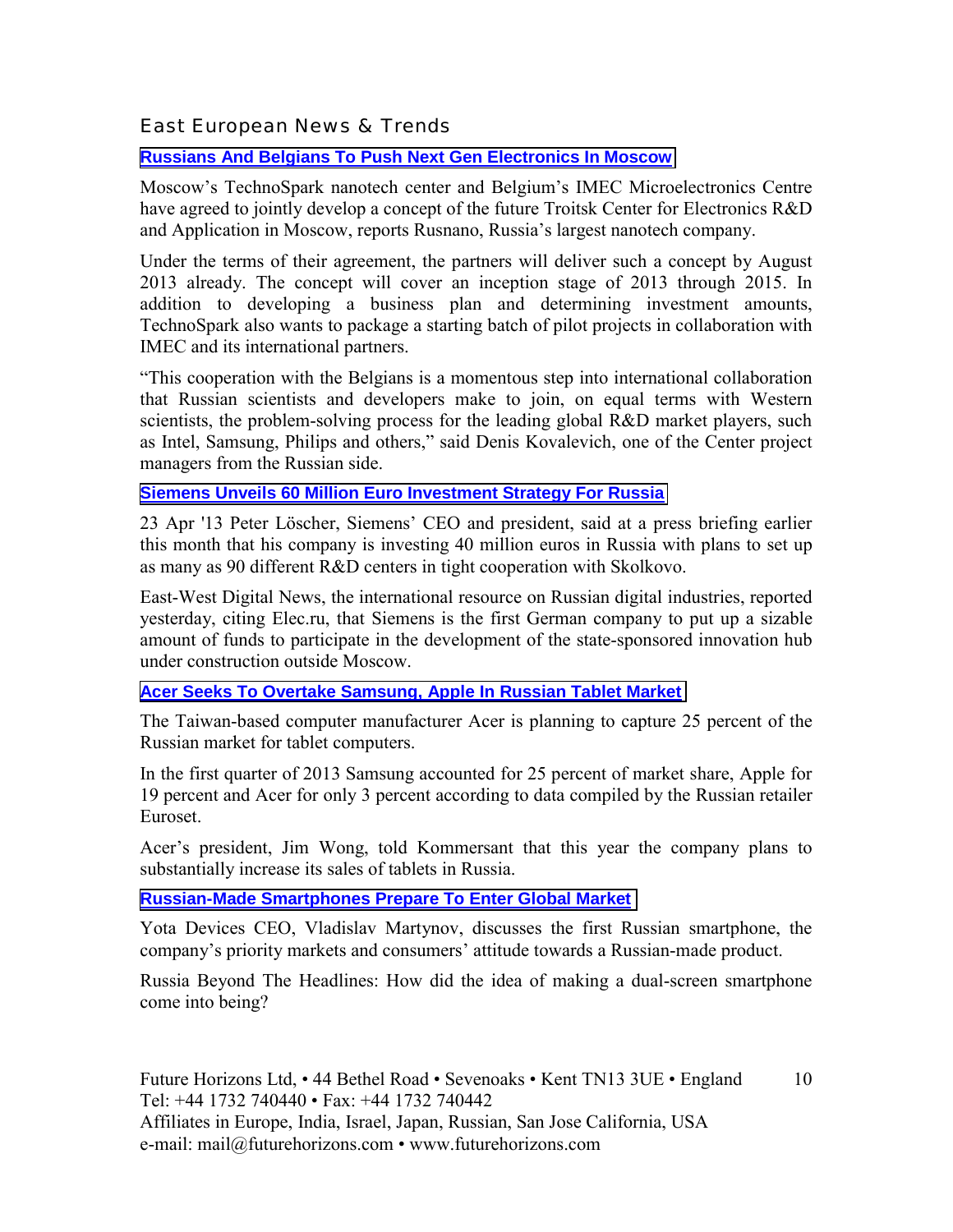## East European News & Trends

### Russians And Belgians To Push Next Gen Electronics In Moscow

Moscow's TechnoSpark nanotech center and Belgium's IMEC Microelectronics Centre have agreed to jointly develop a concept of the future Troitsk Center for Electronics R&D and Application in Moscow, reports Rusnano, Russia's largest nanotech company.

Under the terms of their agreement, the partners will deliver such a concept by August 2013 already. The concept will cover an inception stage of 2013 through 2015. In addition to developing a business plan and determining investment amounts, TechnoSpark also wants to package a starting batch of pilot projects in collaboration with IMEC and its international partners.

"This cooperation with the Belgians is a momentous step into international collaboration that Russian scientists and developers make to join, on equal terms with Western scientists, the problem-solving process for the leading global R&D market players, such as Intel, Samsung, Philips and others," said Denis Kovalevich, one of the Center project managers from the Russian side.

### Siemens Unveils 60 Million Euro Investment Strategy For Russia

23 Apr '13 Peter Löscher, Siemens' CEO and president, said at a press briefing earlier this month that his company is investing 40 million euros in Russia with plans to set up as many as 90 different R&D centers in tight cooperation with Skolkovo.

East-West Digital News, the international resource on Russian digital industries, reported yesterday, citing Elec.ru, that Siemens is the first German company to put up a sizable amount of funds to participate in the development of the state-sponsored innovation hub under construction outside Moscow.

### Acer Seeks To Overtake Samsung, Apple In Russian Tablet Market

The Taiwan-based computer manufacturer Acer is planning to capture 25 percent of the Russian market for tablet computers.

In the first quarter of 2013 Samsung accounted for 25 percent of market share, Apple for 19 percent and Acer for only 3 percent according to data compiled by the Russian retailer Euroset.

Acer's president, Jim Wong, told Kommersant that this year the company plans to substantially increase its sales of tablets in Russia.

### Russian-Made Smartphones Prepare To Enter Global Market

Yota Devices CEO, Vladislav Martynov, discusses the first Russian smartphone, the company's priority markets and consumers' attitude towards a Russian-made product.

Russia Beyond The Headlines: How did the idea of making a dual-screen smartphone come into being?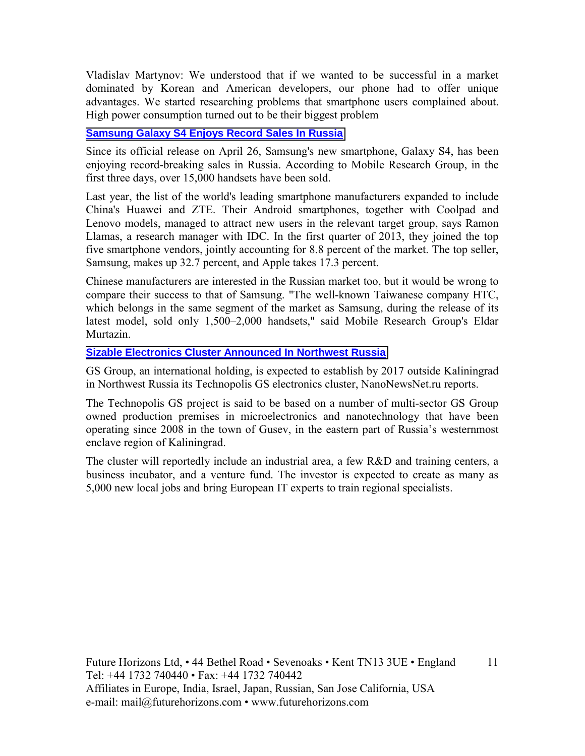Vladislav Martynov: We understood that if we wanted to be successful in a market dominated by Korean and American developers, our phone had to offer unique advantages. We started researching problems that smartphone users complained about. High power consumption turned out to be their biggest problem

### Samsung Galaxy S4 Enjoys Record Sales In Russia

Since its official release on April 26, Samsung's new smartphone, Galaxy S4, has been enjoying record-breaking sales in Russia. According to Mobile Research Group, in the first three days, over 15,000 handsets have been sold.

Last year, the list of the world's leading smartphone manufacturers expanded to include China's Huawei and ZTE. Their Android smartphones, together with Coolpad and Lenovo models, managed to attract new users in the relevant target group, says Ramon Llamas, a research manager with IDC. In the first quarter of 2013, they joined the top five smartphone vendors, jointly accounting for 8.8 percent of the market. The top seller, Samsung, makes up 32.7 percent, and Apple takes 17.3 percent.

Chinese manufacturers are interested in the Russian market too, but it would be wrong to compare their success to that of Samsung. "The well-known Taiwanese company HTC, which belongs in the same segment of the market as Samsung, during the release of its latest model, sold only 1,500–2,000 handsets," said Mobile Research Group's Eldar Murtazin.

### Sizable Electronics Cluster Announced In Northwest Russia

GS Group, an international holding, is expected to establish by 2017 outside Kaliningrad in Northwest Russia its Technopolis GS electronics cluster, NanoNewsNet.ru reports.

The Technopolis GS project is said to be based on a number of multi-sector GS Group owned production premises in microelectronics and nanotechnology that have been operating since 2008 in the town of Gusev, in the eastern part of Russia's westernmost enclave region of Kaliningrad.

The cluster will reportedly include an industrial area, a few R&D and training centers, a business incubator, and a venture fund. The investor is expected to create as many as 5,000 new local jobs and bring European IT experts to train regional specialists.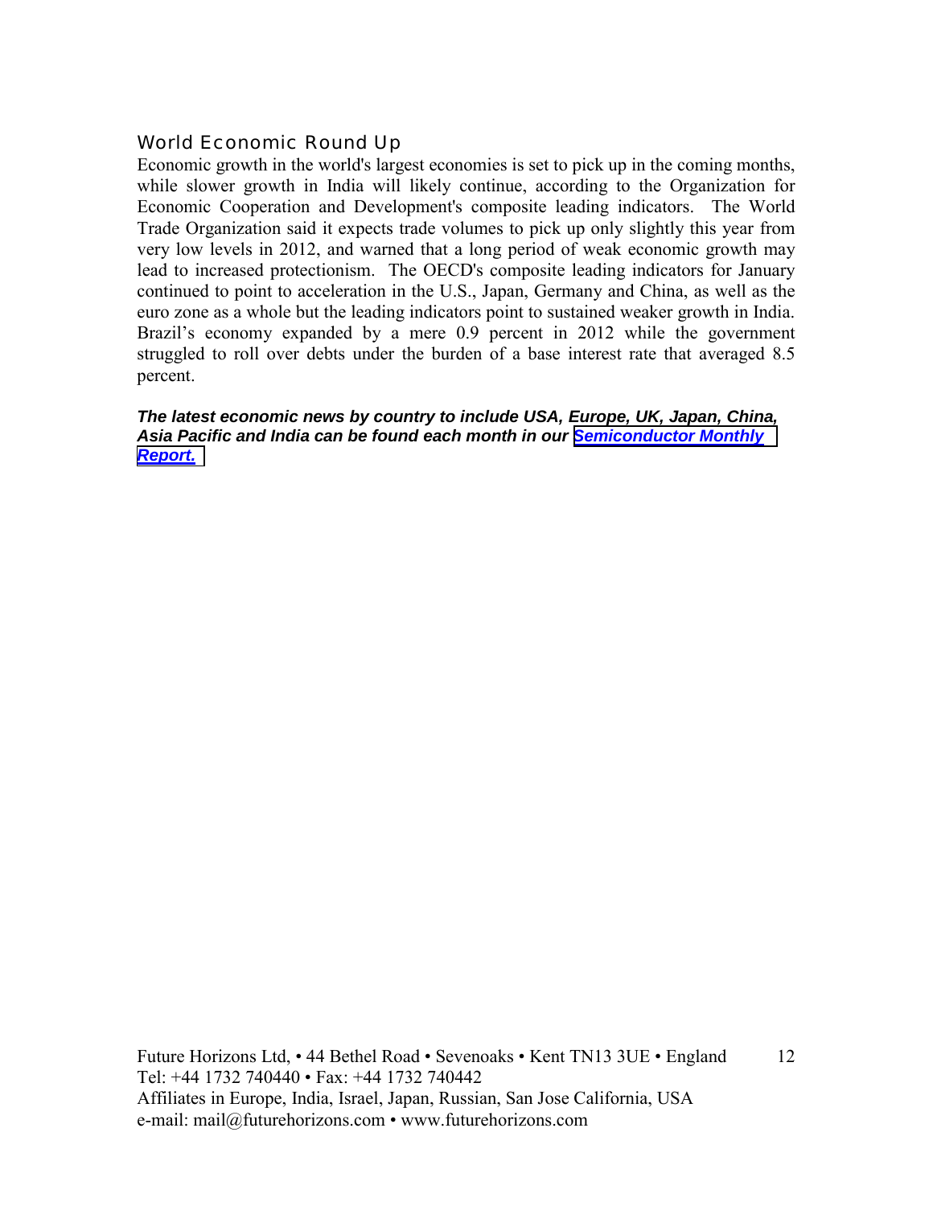## World Economic Round Up

Economic growth in the world's largest economies is set to pick up in the coming months, while slower growth in India will likely continue, according to the Organization for Economic Cooperation and Development's composite leading indicators. The World Trade Organization said it expects trade volumes to pick up only slightly this year from very low levels in 2012, and warned that a long period of weak economic growth may lead to increased protectionism. The OECD's composite leading indicators for January continued to point to acceleration in the U.S., Japan, Germany and China, as well as the euro zone as a whole but the leading indicators point to sustained weaker growth in India. Brazil's economy expanded by a mere 0.9 percent in 2012 while the government struggled to roll over debts under the burden of a base interest rate that averaged 8.5 percent.

***The latest economic news by country to include USA, Europe, UK, Japan, China, Asia Pacific and India can be found each month in our Semiconductor Monthly Report.***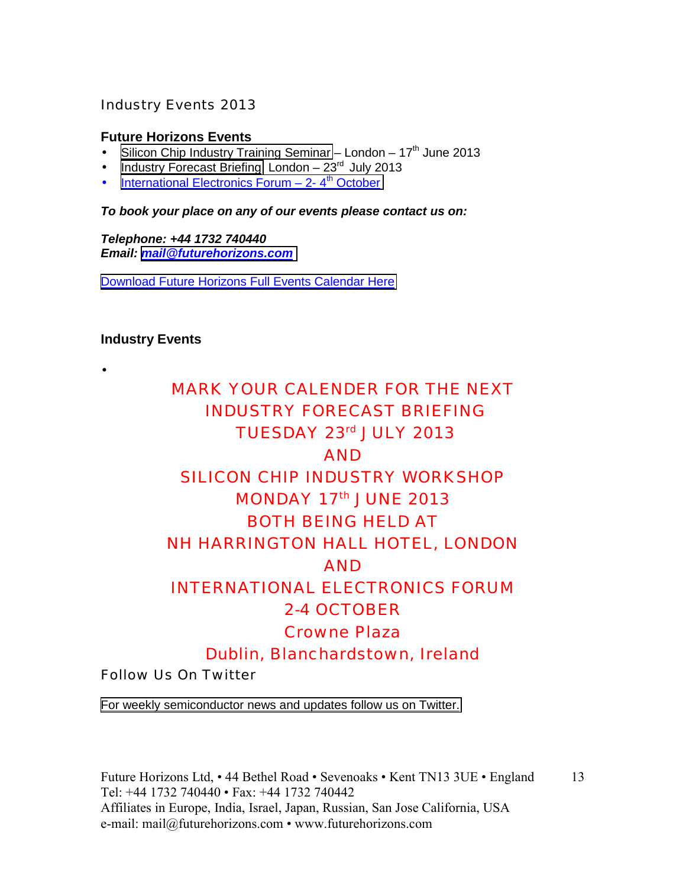## Industry Events 2013

### Future Horizons Events

- Silicon Chip Industry Training Seminar – London – 17th June 2013
- Industry Forecast Briefing London – 23rd July 2013
- International Electronics Forum – 2- 4th October

***To book your place on any of our events please contact us on:***

***Telephone: +44 1732 740440***
***Email: mail@futurehorizons.com***

Download Future Horizons Full Events Calendar Here

### Industry Events

-

MARK YOUR CALENDER FOR THE NEXT
INDUSTRY FORECAST BRIEFING
TUESDAY 23rd JULY 2013
AND
SILICON CHIP INDUSTRY WORKSHOP
MONDAY 17th JUNE 2013
BOTH BEING HELD AT
NH HARRINGTON HALL HOTEL, LONDON
AND
INTERNATIONAL ELECTRONICS FORUM
2-4 OCTOBER
Crowne Plaza
Dublin, Blanchardstown, Ireland

## Follow Us On Twitter

For weekly semiconductor news and updates follow us on Twitter.

Future Horizons Ltd, • 44 Bethel Road • Sevenoaks • Kent TN13 3UE • England
Tel: +44 1732 740440 • Fax: +44 1732 740442
Affiliates in Europe, India, Israel, Japan, Russian, San Jose California, USA
e-mail: mail@futurehorizons.com • www.futurehorizons.com